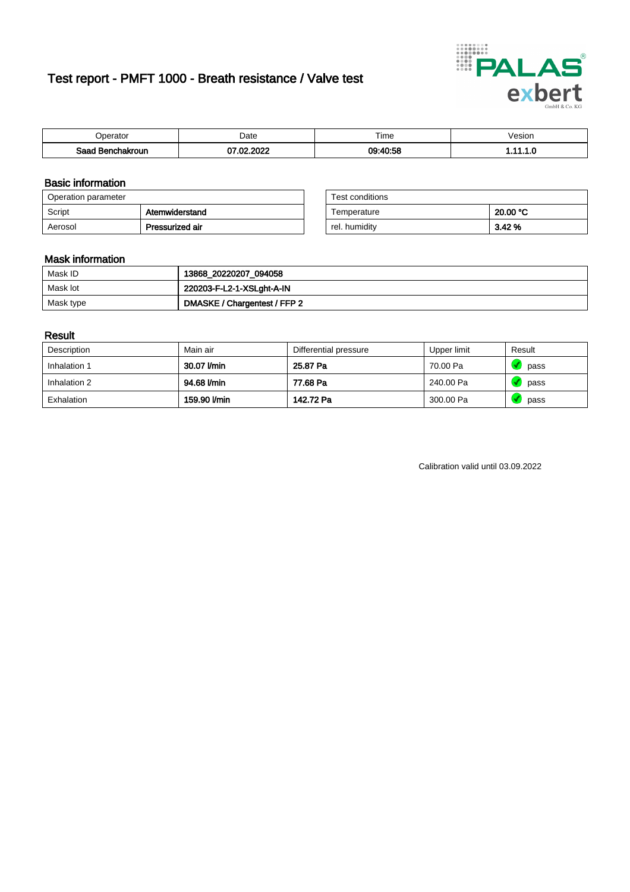# Test report - PMFT 1000 - Breath resistance / Valve test

| Operator | Date | Time | Vesion |
| --- | --- | --- | --- |
| **Saad Benchakroun** | **07.02.2022** | **09:40:58** | **1.11.1.0** |

## Basic information

| Operation parameter | |
| --- | --- |
| Script | **Atemwiderstand** |
| Aerosol | **Pressurized air** |

| Test conditions | |
| --- | --- |
| Temperature | **20.00 °C** |
| rel. humidity | **3.42 %** |

## Mask information

| | |
| --- | --- |
| Mask ID | **13868_20220207_094058** |
| Mask lot | **220203-F-L2-1-XSLght-A-IN** |
| Mask type | **DMASKE / Chargentest / FFP 2** |

## Result

| Description | Main air | Differential pressure | Upper limit | Result |
| --- | --- | --- | --- | --- |
| Inhalation 1 | **30.07 l/min** | **25.87 Pa** | 70.00 Pa | pass |
| Inhalation 2 | **94.68 l/min** | **77.68 Pa** | 240.00 Pa | pass |
| Exhalation | **159.90 l/min** | **142.72 Pa** | 300.00 Pa | pass |

Calibration valid until 03.09.2022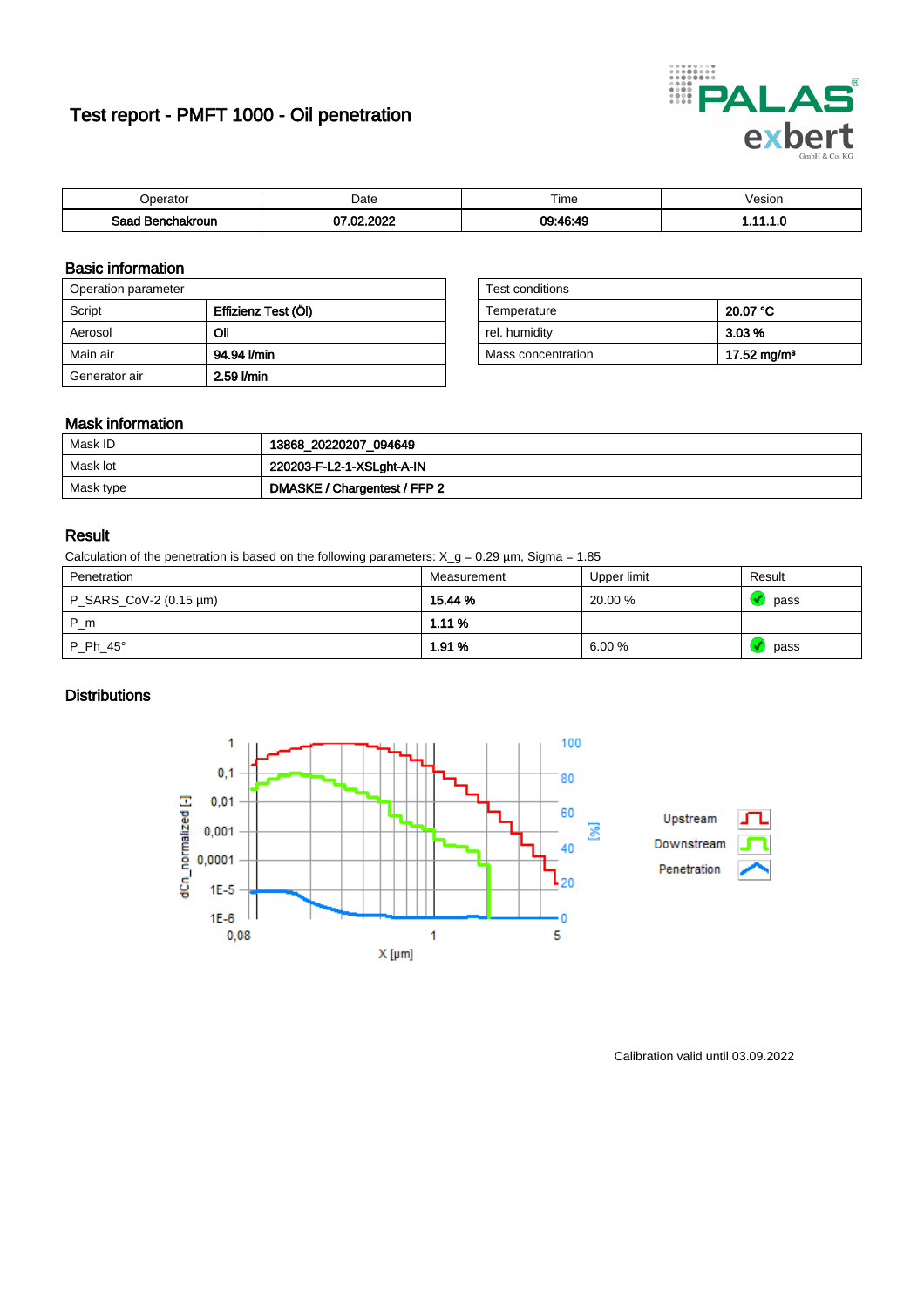# Test report - PMFT 1000 - Oil penetration

PALAS exbert GmbH & Co. KG

| Operator | Date | Time | Vesion |
|---|---|---|---|
| **Saad Benchakroun** | **07.02.2022** | **09:46:49** | **1.11.1.0** |

## Basic information

| Operation parameter | |
|---|---|
| Script | **Effizienz Test (Öl)** |
| Aerosol | **Oil** |
| Main air | **94.94 l/min** |
| Generator air | **2.59 l/min** |

| Test conditions | |
|---|---|
| Temperature | **20.07 °C** |
| rel. humidity | **3.03 %** |
| Mass concentration | **17.52 mg/m³** |

## Mask information

| | |
|---|---|
| Mask ID | **13868_20220207_094649** |
| Mask lot | **220203-F-L2-1-XSLght-A-IN** |
| Mask type | **DMASKE / Chargentest / FFP 2** |

## Result

Calculation of the penetration is based on the following parameters: $X_g$ = 0.29 µm, Sigma = 1.85

| Penetration | Measurement | Upper limit | Result |
|---|---|---|---|
| P_SARS_CoV-2 (0.15 µm) | **15.44 %** | 20.00 % | pass |
| P_m | **1.11 %** | | |
| P_Ph_45° | **1.91 %** | 6.00 % | pass |

## Distributions

dCn_normalized [-]
1
0,1
0,01
0,001
0,0001
1E-5
1E-6
0,08
1
5
X [µm]
100
80
60
40
20
0
[%]
Upstream
Downstream
Penetration

Calibration valid until 03.09.2022